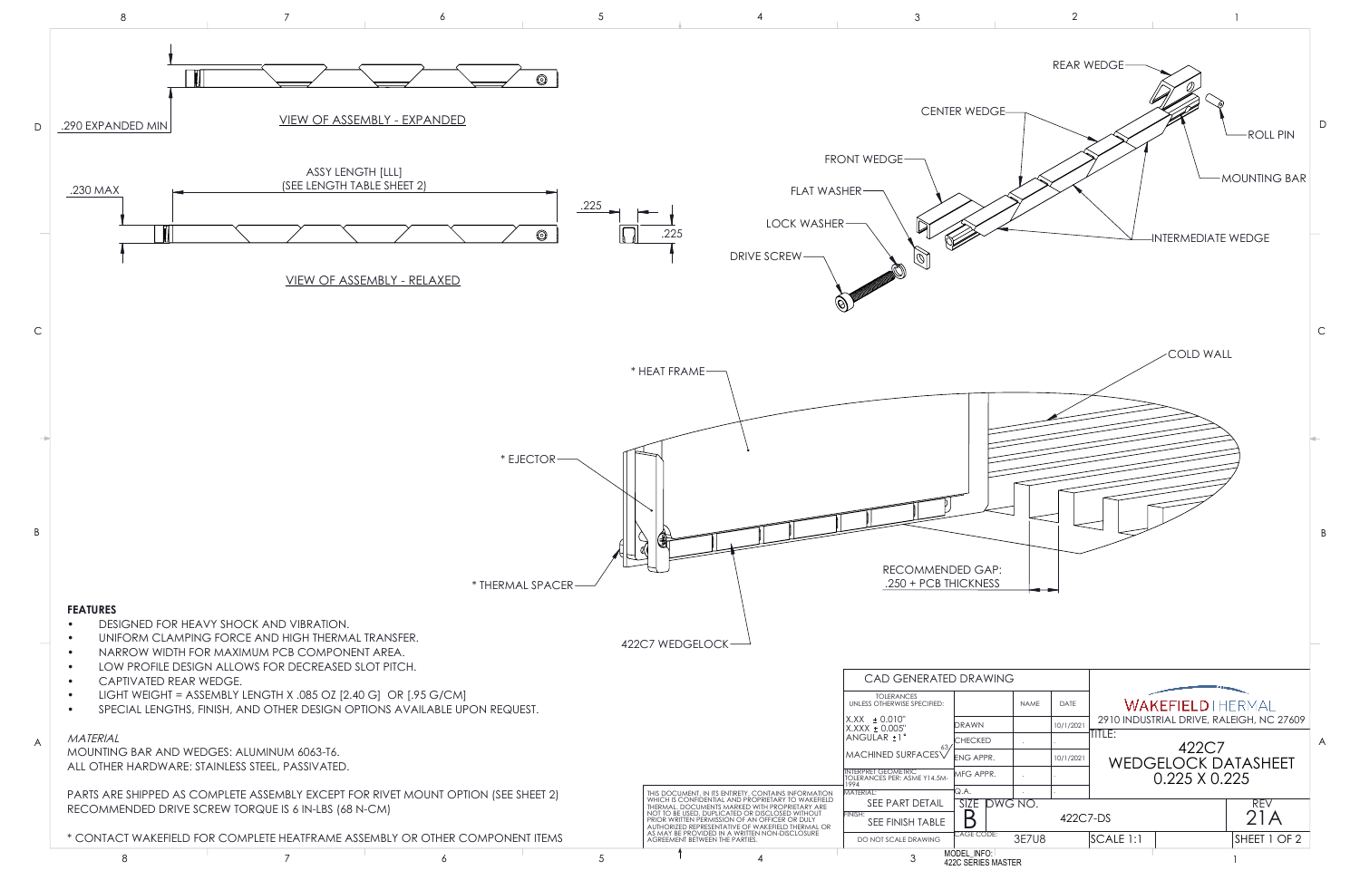VIEW OF ASSEMBLY - EXPANDED

.290 EXPANDED MIN

ASSY LENGTH [LLL]
(SEE LENGTH TABLE SHEET 2)

.230 MAX

VIEW OF ASSEMBLY - RELAXED

.225

.225

REAR WEDGE

CENTER WEDGE

FRONT WEDGE

FLAT WASHER

LOCK WASHER

DRIVE SCREW

ROLL PIN

MOUNTING BAR

INTERMEDIATE WEDGE

COLD WALL

* HEAT FRAME

* EJECTOR

* THERMAL SPACER

422C7 WEDGELOCK

RECOMMENDED GAP:
.250 + PCB THICKNESS

**FEATURES**

- DESIGNED FOR HEAVY SHOCK AND VIBRATION.
- UNIFORM CLAMPING FORCE AND HIGH THERMAL TRANSFER.
- NARROW WIDTH FOR MAXIMUM PCB COMPONENT AREA.
- LOW PROFILE DESIGN ALLOWS FOR DECREASED SLOT PITCH.
- CAPTIVATED REAR WEDGE.
- LIGHT WEIGHT = ASSEMBLY LENGTH X .085 OZ [2.40 G] OR [.95 G/CM]
- SPECIAL LENGTHS, FINISH, AND OTHER DESIGN OPTIONS AVAILABLE UPON REQUEST.

*MATERIAL*

MOUNTING BAR AND WEDGES: ALUMINUM 6063-T6.
ALL OTHER HARDWARE: STAINLESS STEEL, PASSIVATED.

PARTS ARE SHIPPED AS COMPLETE ASSEMBLY EXCEPT FOR RIVET MOUNT OPTION (SEE SHEET 2)
RECOMMENDED DRIVE SCREW TORQUE IS 6 IN-LBS (68 N-CM)

* CONTACT WAKEFIELD FOR COMPLETE HEATFRAME ASSEMBLY OR OTHER COMPONENT ITEMS

THIS DOCUMENT, IN ITS ENTIRETY, CONTAINS INFORMATION WHICH IS CONFIDENTIAL AND PROPRIETARY TO WAKEFIELD THERMAL. DOCUMENTS MARKED WITH PROPRIETARY ARE NOT TO BE USED, DUPLICATED OR DISCLOSED WITHOUT PRIOR WRITTEN PERMISSION OF AN OFFICER OR DULY AUTHORIZED REPRESENTATIVE OF WAKEFIELD THERMAL OR AS MAY BE PROVIDED IN A WRITTEN NON-DISCLOSURE AGREEMENT BETWEEN THE PARTIES.

| CAD GENERATED DRAWING | | | |
|---|---|---|---|
| TOLERANCES UNLESS OTHERWISE SPECIFIED: | | NAME | DATE |
| X.XX ± 0.010" X.XXX ± 0.005" ANGULAR ±1° | DRAWN | | 10/1/2021 |
| MACHINED SURFACES 63 | CHECKED | - | - |
| | ENG APPR. | | 10/1/2021 |
| INTERPRET GEOMETRIC TOLERANCES PER: ASME Y14.5M-1994 | MFG APPR. | - | - |
| MATERIAL: SEE PART DETAIL | Q.A. | - | - |
| FINISH: SEE FINISH TABLE | | | |
| DO NOT SCALE DRAWING | | | |

WAKEFIELD | THERVAL
2910 INDUSTRIAL DRIVE, RALEIGH, NC 27609

TITLE:
422C7
WEDGELOCK DATASHEET
0.225 X 0.225

| SIZE | DWG NO. | REV |
|---|---|---|
| B | 422C7-DS | 21A |

CAGE CODE: 3E7U8 | SCALE 1:1 | SHEET 1 OF 2

MODEL_INFO:
422C SERIES MASTER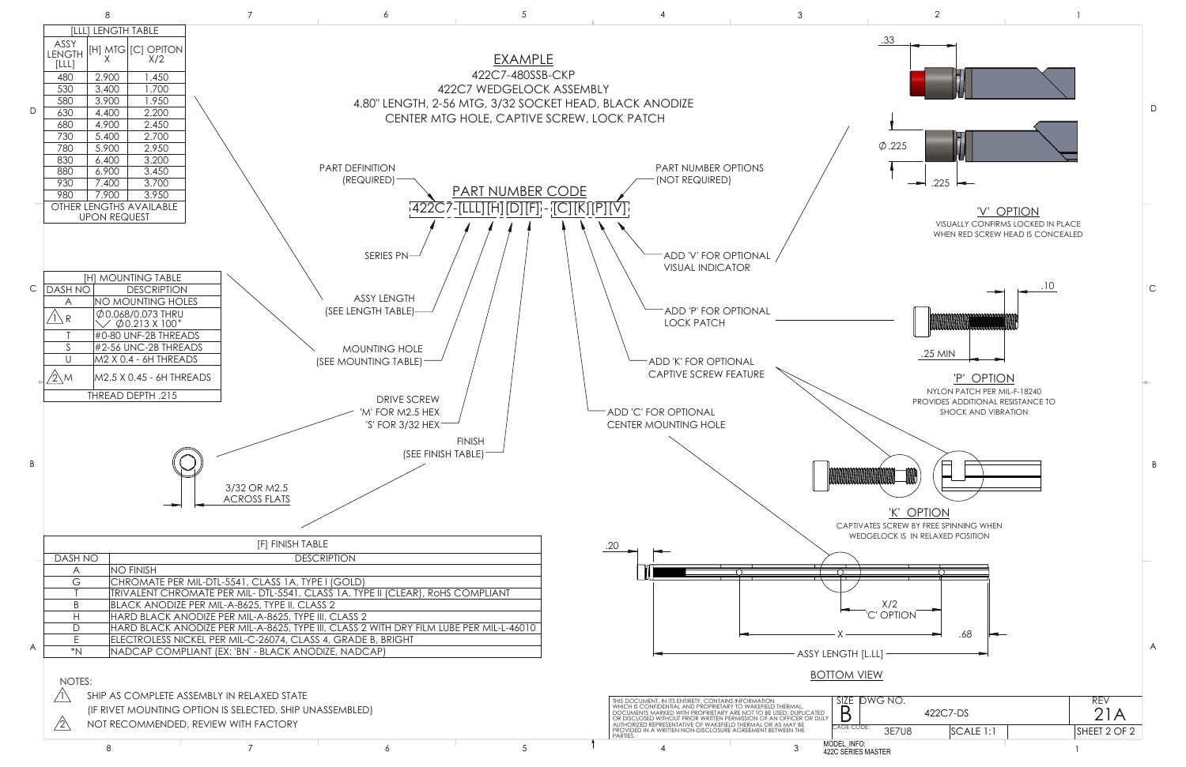## [LLL] LENGTH TABLE

| ASSY LENGTH [LLL] | [H] MTG X | [C] OPITON X/2 |
|---|---|---|
| 480 | 2.900 | 1.450 |
| 530 | 3.400 | 1.700 |
| 580 | 3.900 | 1.950 |
| 630 | 4.400 | 2.200 |
| 680 | 4.900 | 2.450 |
| 730 | 5.400 | 2.700 |
| 780 | 5.900 | 2.950 |
| 830 | 6.400 | 3.200 |
| 880 | 6.900 | 3.450 |
| 930 | 7.400 | 3.700 |
| 980 | 7.900 | 3.950 |
| OTHER LENGTHS AVAILABLE UPON REQUEST | | |

## EXAMPLE

422C7-480SSB-CKP

422C7 WEDGELOCK ASSEMBLY

4.80" LENGTH, 2-56 MTG, 3/32 SOCKET HEAD, BLACK ANODIZE

CENTER MTG HOLE, CAPTIVE SCREW, LOCK PATCH

## PART NUMBER CODE

422C7-[LLL][H][D][F]-[C][K][P][V]

- PART DEFINITION (REQUIRED)
- PART NUMBER OPTIONS (NOT REQUIRED)
- SERIES PN
- ASSY LENGTH (SEE LENGTH TABLE)
- MOUNTING HOLE (SEE MOUNTING TABLE)
- DRIVE SCREW 'M' FOR M2.5 HEX 'S' FOR 3/32 HEX
- FINISH (SEE FINISH TABLE)
- ADD 'C' FOR OPTIONAL CENTER MOUNTING HOLE
- ADD 'K' FOR OPTIONAL CAPTIVE SCREW FEATURE
- ADD 'P' FOR OPTIONAL LOCK PATCH
- ADD 'V' FOR OPTIONAL VISUAL INDICATOR

## [H] MOUNTING TABLE

| DASH NO | DESCRIPTION |
|---|---|
| A | NO MOUNTING HOLES |
| 1 R | Ø0.068/0.073 THRU ⌵ Ø0.213 X 100° |
| T | #0-80 UNF-2B THREADS |
| S | #2-56 UNC-2B THREADS |
| U | M2 X 0.4 - 6H THREADS |
| 2 M | M2.5 X 0.45 - 6H THREADS |
| THREAD DEPTH .215 | |

3/32 OR M2.5 ACROSS FLATS

## [F] FINISH TABLE

| DASH NO | DESCRIPTION |
|---|---|
| A | NO FINISH |
| G | CHROMATE PER MIL-DTL-5541, CLASS 1A, TYPE I (GOLD) |
| T | TRIVALENT CHROMATE PER MIL- DTL-5541, CLASS 1A, TYPE II (CLEAR), RoHS COMPLIANT |
| B | BLACK ANODIZE PER MIL-A-8625, TYPE II, CLASS 2 |
| H | HARD BLACK ANODIZE PER MIL-A-8625, TYPE III, CLASS 2 |
| D | HARD BLACK ANODIZE PER MIL-A-8625, TYPE III, CLASS 2 WITH DRY FILM LUBE PER MIL-L-46010 |
| E | ELECTROLESS NICKEL PER MIL-C-26074, CLASS 4, GRADE B, BRIGHT |
| *N | NADCAP COMPLIANT (EX: 'BN' - BLACK ANODIZE, NADCAP) |

## 'V' OPTION

.33

Ø.225

.225

VISUALLY CONFIRMS LOCKED IN PLACE WHEN RED SCREW HEAD IS CONCEALED

## 'P' OPTION

.10

.25 MIN

NYLON PATCH PER MIL-F-18240 PROVIDES ADDITIONAL RESISTANCE TO SHOCK AND VIBRATION

## 'K' OPTION

CAPTIVATES SCREW BY FREE SPINNING WHEN WEDGELOCK IS IN RELAXED POSITION

## BOTTOM VIEW

.20

X/2 'C' OPTION

X

.68

ASSY LENGTH [L.LL]

NOTES:

1. SHIP AS COMPLETE ASSEMBLY IN RELAXED STATE (IF RIVET MOUNTING OPTION IS SELECTED, SHIP UNASSEMBLED)
2. NOT RECOMMENDED, REVIEW WITH FACTORY

THIS DOCUMENT, IN ITS ENTIRETY, CONTAINS INFORMATION WHICH IS CONFIDENTIAL AND PROPRIETARY TO WAKEFIELD THERMAL. DOCUMENTS MARKED WITH PROPRIETARY ARE NOT TO BE USED, DUPLICATED OR DISCLOSED WITHOUT PRIOR WRITTEN PERMISSION OF AN OFFICER OR DULY AUTHORIZED REPRESENTATIVE OF WAKEFIELD THERMAL OR AS MAY BE PROVIDED IN A WRITTEN NON-DISCLOSURE AGREEMENT BETWEEN THE PARTIES.

| SIZE | DWG NO. | | REV |
|---|---|---|---|
| B | 422C7-DS | | 21A |
| CAGE CODE: 3E7U8 | | SCALE 1:1 | SHEET 2 OF 2 |

MODEL_INFO: 422C SERIES MASTER